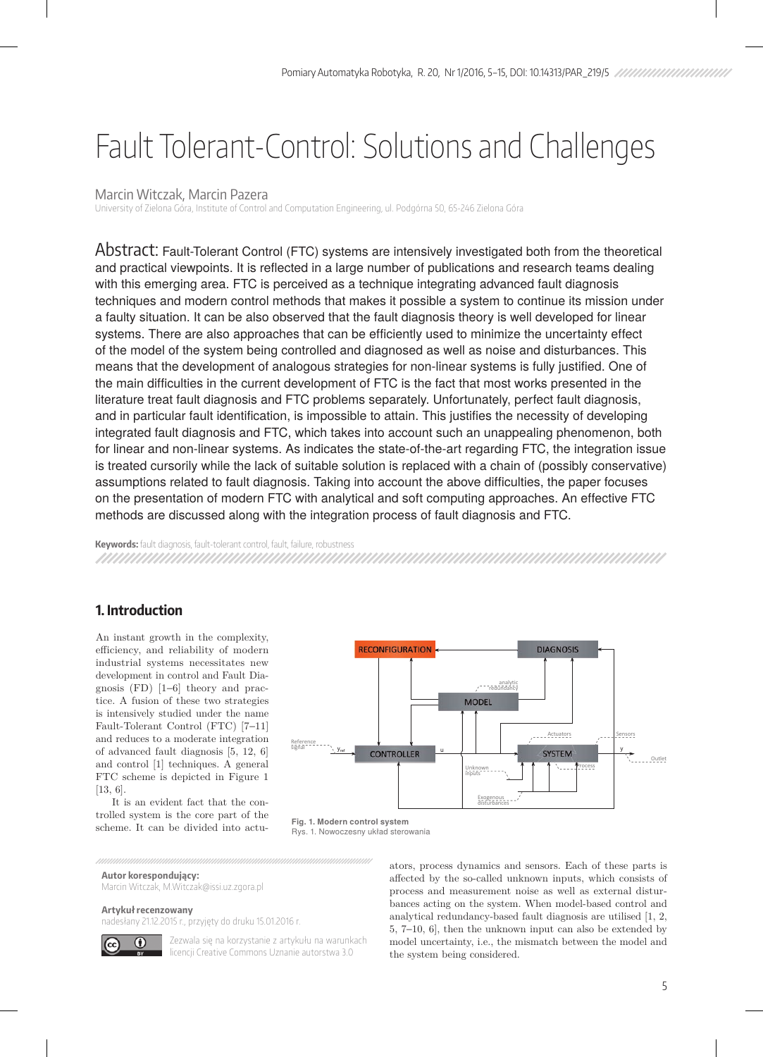# Fault Tolerant-Control: Solutions and Challenges

Marcin Witczak, Marcin Pazera

University of Zielona Góra, Institute of Control and Computation Engineering, ul. Podgórna 50, 65-246 Zielona Góra

**Abstract:** Fault-Tolerant Control (FTC) systems are intensively investigated both from the theoretical and practical viewpoints. It is reflected in a large number of publications and research teams dealing with this emerging area. FTC is perceived as a technique integrating advanced fault diagnosis techniques and modern control methods that makes it possible a system to continue its mission under a faulty situation. It can be also observed that the fault diagnosis theory is well developed for linear systems. There are also approaches that can be efficiently used to minimize the uncertainty effect of the model of the system being controlled and diagnosed as well as noise and disturbances. This means that the development of analogous strategies for non-linear systems is fully justified. One of the main difficulties in the current development of FTC is the fact that most works presented in the literature treat fault diagnosis and FTC problems separately. Unfortunately, perfect fault diagnosis, and in particular fault identification, is impossible to attain. This justifies the necessity of developing integrated fault diagnosis and FTC, which takes into account such an unappealing phenomenon, both for linear and non-linear systems. As indicates the state-of-the-art regarding FTC, the integration issue is treated cursorily while the lack of suitable solution is replaced with a chain of (possibly conservative) assumptions related to fault diagnosis. Taking into account the above difficulties, the paper focuses on the presentation of modern FTC with analytical and soft computing approaches. An effective FTC methods are discussed along with the integration process of fault diagnosis and FTC.

**Keywords:** fault diagnosis, fault-tolerant control, fault, failure, robustness

## 1. Introduction

An instant growth in the complexity, efficiency, and reliability of modern industrial systems necessitates new development in control and Fault Diagnosis (FD) [1–6] theory and practice. A fusion of these two strategies is intensively studied under the name Fault-Tolerant Control (FTC) [7–11] and reduces to a moderate integration of advanced fault diagnosis [5, 12, 6] and control [1] techniques. A general FTC scheme is depicted in Figure 1 [13, 6].

It is an evident fact that the controlled system is the core part of the scheme. It can be divided into actuators, process dynamics and sensors. Each of these parts is affected by the so-called unknown inputs, which consists of process and measurement noise as well as external disturbances acting on the system. When model-based control and analytical redundancy-based fault diagnosis are utilised [1, 2, 5, 7–10, 6], then the unknown input can also be extended by model uncertainty, i.e., the mismatch between the model and the system being considered.

**Fig. 1. Modern control system**
Rys. 1. Nowoczesny układ sterowania

**Autor korespondujący:**
Marcin Witczak, M.Witczak@issi.uz.zgora.pl

**Artykuł recenzowany**
nadesłany 21.12.2015 r., przyjęty do druku 15.01.2016 r.

Zezwala się na korzystanie z artykułu na warunkach licencji Creative Commons Uznanie autorstwa 3.0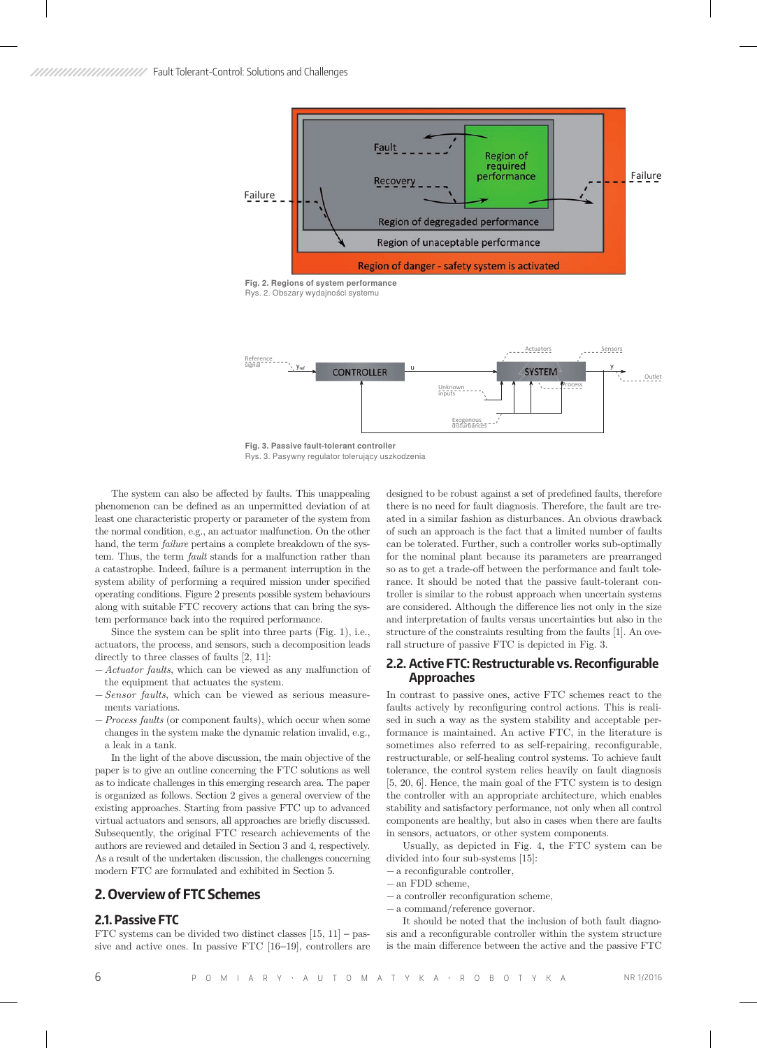Fig. 2. Regions of system performance
Rys. 2. Obszary wydajności systemu

Fig. 3. Passive fault-tolerant controller
Rys. 3. Pasywny regulator tolerujący uszkodzenia

The system can also be affected by faults. This unappealing phenomenon can be defined as an unpermitted deviation of at least one characteristic property or parameter of the system from the normal condition, e.g., an actuator malfunction. On the other hand, the term *failure* pertains a complete breakdown of the system. Thus, the term *fault* stands for a malfunction rather than a catastrophe. Indeed, failure is a permanent interruption in the system ability of performing a required mission under specified operating conditions. Figure 2 presents possible system behaviours along with suitable FTC recovery actions that can bring the system performance back into the required performance.

Since the system can be split into three parts (Fig. 1), i.e., actuators, the process, and sensors, such a decomposition leads directly to three classes of faults [2, 11]:

- *Actuator faults*, which can be viewed as any malfunction of the equipment that actuates the system.
- *Sensor faults*, which can be viewed as serious measurements variations.
- *Process faults* (or component faults), which occur when some changes in the system make the dynamic relation invalid, e.g., a leak in a tank.

In the light of the above discussion, the main objective of the paper is to give an outline concerning the FTC solutions as well as to indicate challenges in this emerging research area. The paper is organized as follows. Section 2 gives a general overview of the existing approaches. Starting from passive FTC up to advanced virtual actuators and sensors, all approaches are briefly discussed. Subsequently, the original FTC research achievements of the authors are reviewed and detailed in Section 3 and 4, respectively. As a result of the undertaken discussion, the challenges concerning modern FTC are formulated and exhibited in Section 5.

## 2. Overview of FTC Schemes

### 2.1. Passive FTC

FTC systems can be divided two distinct classes [15, 11] – passive and active ones. In passive FTC [16–19], controllers are designed to be robust against a set of predefined faults, therefore there is no need for fault diagnosis. Therefore, the fault are treated in a similar fashion as disturbances. An obvious drawback of such an approach is the fact that a limited number of faults can be tolerated. Further, such a controller works sub-optimally for the nominal plant because its parameters are prearranged so as to get a trade-off between the performance and fault tolerance. It should be noted that the passive fault-tolerant controller is similar to the robust approach when uncertain systems are considered. Although the difference lies not only in the size and interpretation of faults versus uncertainties but also in the structure of the constraints resulting from the faults [1]. An overall structure of passive FTC is depicted in Fig. 3.

### 2.2. Active FTC: Restructurable vs. Reconfigurable Approaches

In contrast to passive ones, active FTC schemes react to the faults actively by reconfiguring control actions. This is realised in such a way as the system stability and acceptable performance is maintained. An active FTC, in the literature is sometimes also referred to as self-repairing, reconfigurable, restructurable, or self-healing control systems. To achieve fault tolerance, the control system relies heavily on fault diagnosis [5, 20, 6]. Hence, the main goal of the FTC system is to design the controller with an appropriate architecture, which enables stability and satisfactory performance, not only when all control components are healthy, but also in cases when there are faults in sensors, actuators, or other system components.

Usually, as depicted in Fig. 4, the FTC system can be divided into four sub-systems [15]:

- a reconfigurable controller,
- an FDD scheme,
- a controller reconfiguration scheme,
- a command/reference governor.

It should be noted that the inclusion of both fault diagnosis and a reconfigurable controller within the system structure is the main difference between the active and the passive FTC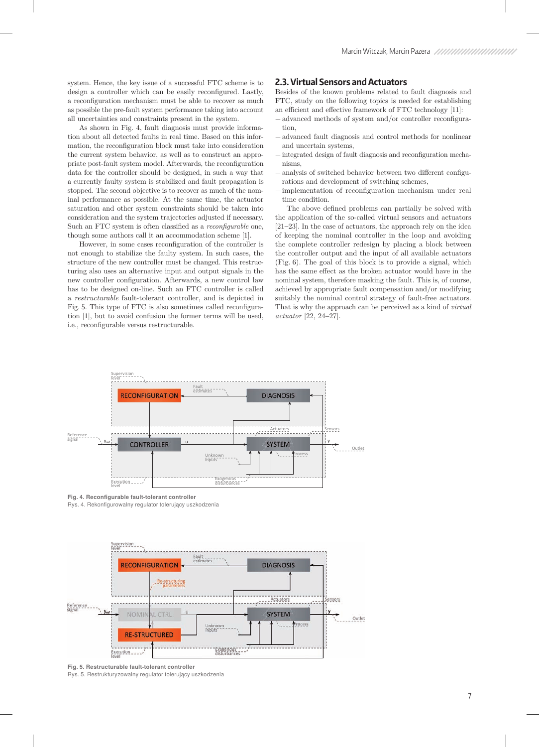system. Hence, the key issue of a successful FTC scheme is to design a controller which can be easily reconfigured. Lastly, a reconfiguration mechanism must be able to recover as much as possible the pre-fault system performance taking into account all uncertainties and constraints present in the system.

As shown in Fig. 4, fault diagnosis must provide information about all detected faults in real time. Based on this information, the reconfiguration block must take into consideration the current system behavior, as well as to construct an appropriate post-fault system model. Afterwards, the reconfiguration data for the controller should be designed, in such a way that a currently faulty system is stabilized and fault propagation is stopped. The second objective is to recover as much of the nominal performance as possible. At the same time, the actuator saturation and other system constraints should be taken into consideration and the system trajectories adjusted if necessary. Such an FTC system is often classified as a *reconfigurable* one, though some authors call it an accommodation scheme [1].

However, in some cases reconfiguration of the controller is not enough to stabilize the faulty system. In such cases, the structure of the new controller must be changed. This restructuring also uses an alternative input and output signals in the new controller configuration. Afterwards, a new control law has to be designed on-line. Such an FTC controller is called a *restructurable* fault-tolerant controller, and is depicted in Fig. 5. This type of FTC is also sometimes called reconfiguration [1], but to avoid confusion the former terms will be used, i.e., reconfigurable versus restructurable.

## 2.3. Virtual Sensors and Actuators

Besides of the known problems related to fault diagnosis and FTC, study on the following topics is needed for establishing an efficient and effective framework of FTC technology [11]:

- advanced methods of system and/or controller reconfiguration,
- advanced fault diagnosis and control methods for nonlinear and uncertain systems,
- integrated design of fault diagnosis and reconfiguration mechanisms,
- analysis of switched behavior between two different configurations and development of switching schemes,
- implementation of reconfiguration mechanism under real time condition.

The above defined problems can partially be solved with the application of the so-called virtual sensors and actuators [21–23]. In the case of actuators, the approach rely on the idea of keeping the nominal controller in the loop and avoiding the complete controller redesign by placing a block between the controller output and the input of all available actuators (Fig. 6). The goal of this block is to provide a signal, which has the same effect as the broken actuator would have in the nominal system, therefore masking the fault. This is, of course, achieved by appropriate fault compensation and/or modifying suitably the nominal control strategy of fault-free actuators. That is why the approach can be perceived as a kind of *virtual actuator* [22, 24–27].

**Fig. 4. Reconfigurable fault-tolerant controller**
Rys. 4. Rekonfigurowalny regulator tolerujący uszkodzenia

**Fig. 5. Restructurable fault-tolerant controller**
Rys. 5. Restrukturyzowalny regulator tolerujący uszkodzenia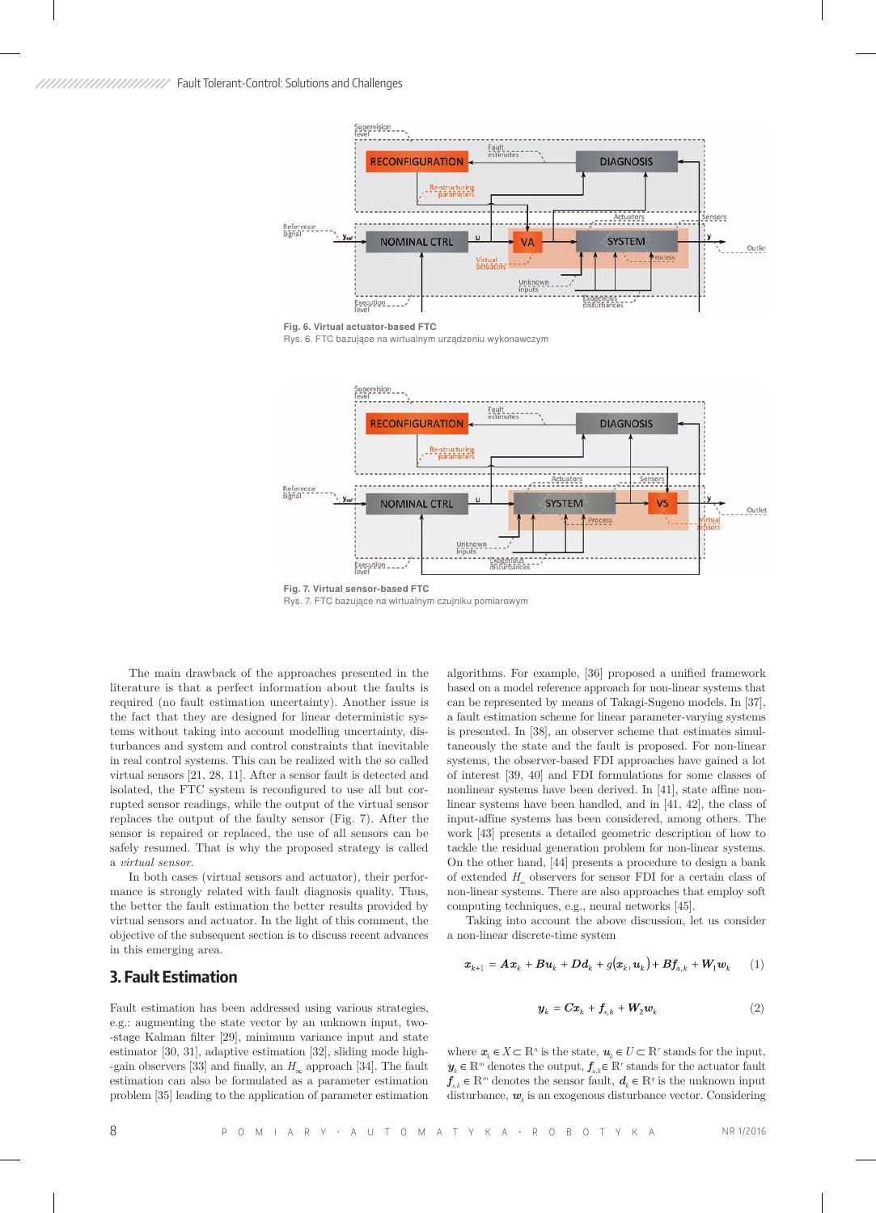Fig. 6. Virtual actuator-based FTC

Rys. 6. FTC bazujące na wirtualnym urządzeniu wykonawczym

Fig. 7. Virtual sensor-based FTC

Rys. 7. FTC bazujące na wirtualnym czujniku pomiarowym

The main drawback of the approaches presented in the literature is that a perfect information about the faults is required (no fault estimation uncertainty). Another issue is the fact that they are designed for linear deterministic systems without taking into account modelling uncertainty, disturbances and system and control constraints that inevitable in real control systems. This can be realized with the so called virtual sensors [21, 28, 11]. After a sensor fault is detected and isolated, the FTC system is reconfigured to use all but corrupted sensor readings, while the output of the virtual sensor replaces the output of the faulty sensor (Fig. 7). After the sensor is repaired or replaced, the use of all sensors can be safely resumed. That is why the proposed strategy is called a *virtual sensor*.

In both cases (virtual sensors and actuator), their performance is strongly related with fault diagnosis quality. Thus, the better the fault estimation the better results provided by virtual sensors and actuator. In the light of this comment, the objective of the subsequent section is to discuss recent advances in this emerging area.

## 3. Fault Estimation

Fault estimation has been addressed using various strategies, e.g.: augmenting the state vector by an unknown input, two-stage Kalman filter [29], minimum variance input and state estimator [30, 31], adaptive estimation [32], sliding mode high-gain observers [33] and finally, an $H_\infty$ approach [34]. The fault estimation can also be formulated as a parameter estimation problem [35] leading to the application of parameter estimation algorithms. For example, [36] proposed a unified framework based on a model reference approach for non-linear systems that can be represented by means of Takagi-Sugeno models. In [37], a fault estimation scheme for linear parameter-varying systems is presented. In [38], an observer scheme that estimates simultaneously the state and the fault is proposed. For non-linear systems, the observer-based FDI approaches have gained a lot of interest [39, 40] and FDI formulations for some classes of nonlinear systems have been derived. In [41], state affine non-linear systems have been handled, and in [41, 42], the class of input-affine systems has been considered, among others. The work [43] presents a detailed geometric description of how to tackle the residual generation problem for non-linear systems. On the other hand, [44] presents a procedure to design a bank of extended $H_\infty$ observers for sensor FDI for a certain class of non-linear systems. There are also approaches that employ soft computing techniques, e.g., neural networks [45].

Taking into account the above discussion, let us consider a non-linear discrete-time system

$$\boldsymbol{x}_{k+1} = \boldsymbol{A}\boldsymbol{x}_k + \boldsymbol{B}\boldsymbol{u}_k + \boldsymbol{D}\boldsymbol{d}_k + g(\boldsymbol{x}_k, \boldsymbol{u}_k) + \boldsymbol{B}\boldsymbol{f}_{a,k} + \boldsymbol{W}_1\boldsymbol{w}_k \quad (1)$$

$$\boldsymbol{y}_k = \boldsymbol{C}\boldsymbol{x}_k + \boldsymbol{f}_{s,k} + \boldsymbol{W}_2\boldsymbol{w}_k \quad (2)$$

where $\boldsymbol{x}_k \in X \subset \mathbb{R}^n$ is the state, $\boldsymbol{u}_k \in U \subset \mathbb{R}^r$ stands for the input, $\boldsymbol{y}_k \in \mathbb{R}^m$ denotes the output, $\boldsymbol{f}_{a,k} \in \mathbb{R}^r$ stands for the actuator fault $\boldsymbol{f}_{s,k} \in \mathbb{R}^m$ denotes the sensor fault, $\boldsymbol{d}_k \in \mathbb{R}^q$ is the unknown input disturbance, $\boldsymbol{w}_k$ is an exogenous disturbance vector. Considering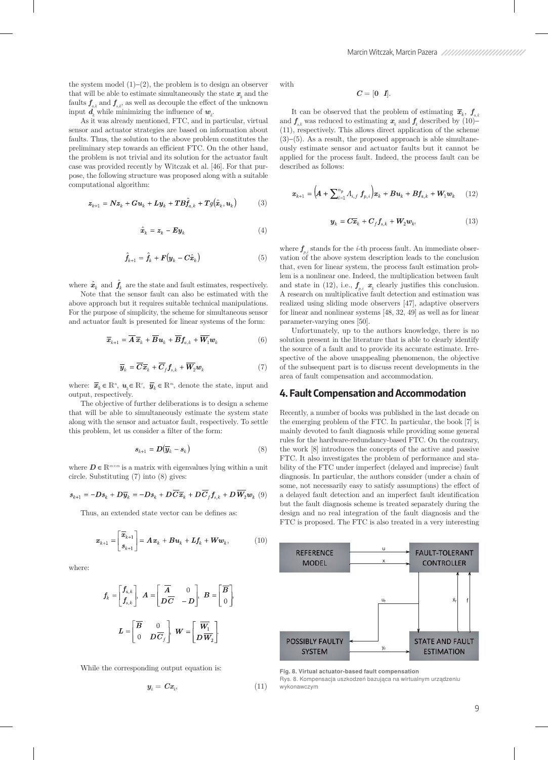the system model (1)–(2), the problem is to design an observer that will be able to estimate simultaneously the state $\boldsymbol{x}_k$ and the faults $\boldsymbol{f}_{a,k}$ and $\boldsymbol{f}_{s,k}$, as well as decouple the effect of the unknown input $\boldsymbol{d}_k$ while minimizing the influence of $\boldsymbol{w}_k$.

As it was already mentioned, FTC, and in particular, virtual sensor and actuator strategies are based on information about faults. Thus, the solution to the above problem constitutes the preliminary step towards an efficient FTC. On the other hand, the problem is not trivial and its solution for the actuator fault case was provided recently by Witczak et al. [46]. For that purpose, the following structure was proposed along with a suitable computational algorithm:

$$\boldsymbol{z}_{k+1} = \boldsymbol{N}\boldsymbol{z}_k + \boldsymbol{G}\boldsymbol{u}_k + \boldsymbol{L}\boldsymbol{y}_k + \boldsymbol{T}\boldsymbol{B}\hat{\boldsymbol{f}}_{a,k} + \boldsymbol{T}g(\hat{\boldsymbol{x}}_k, \boldsymbol{u}_k) \tag{3}$$

$$\hat{\boldsymbol{x}}_k = \boldsymbol{z}_k - \boldsymbol{E}\boldsymbol{y}_k \tag{4}$$

$$\hat{\boldsymbol{f}}_{k+1} = \hat{\boldsymbol{f}}_k + \boldsymbol{F}(\boldsymbol{y}_k - \boldsymbol{C}\hat{\boldsymbol{x}}_k) \tag{5}$$

where $\hat{\boldsymbol{x}}_k$ and $\hat{\boldsymbol{f}}_k$ are the state and fault estimates, respectively.

Note that the sensor fault can also be estimated with the above approach but it requires suitable technical manipulations. For the purpose of simplicity, the scheme for simultaneous sensor and actuator fault is presented for linear systems of the form:

$$\overline{\boldsymbol{x}}_{k+1} = \overline{\boldsymbol{A}}\,\overline{\boldsymbol{x}}_k + \overline{\boldsymbol{B}}\boldsymbol{u}_k + \overline{\boldsymbol{B}}\boldsymbol{f}_{a,k} + \overline{\boldsymbol{W}}_1\boldsymbol{w}_k \tag{6}$$

$$\overline{\boldsymbol{y}}_k = \overline{\boldsymbol{C}}\overline{\boldsymbol{x}}_k + \overline{\boldsymbol{C}}_f\boldsymbol{f}_{s,k} + \overline{\boldsymbol{W}}_2\boldsymbol{w}_k \tag{7}$$

where: $\overline{\boldsymbol{x}}_k \in \mathbb{R}^n$, $\boldsymbol{u}_k \in \mathbb{R}^r$, $\overline{\boldsymbol{y}}_k \in \mathbb{R}^m$, denote the state, input and output, respectively.

The objective of further deliberations is to design a scheme that will be able to simultaneously estimate the system state along with the sensor and actuator fault, respectively. To settle this problem, let us consider a filter of the form:

$$\boldsymbol{s}_{k+1} = \boldsymbol{D}(\overline{\boldsymbol{y}}_k - \boldsymbol{s}_k) \tag{8}$$

where $\boldsymbol{D} \in \mathbb{R}^{m \times m}$ is a matrix with eigenvalues lying within a unit circle. Substituting (7) into (8) gives:

$$\boldsymbol{s}_{k+1} = -\boldsymbol{D}\boldsymbol{s}_k + \boldsymbol{D}\overline{\boldsymbol{y}}_k = -\boldsymbol{D}\boldsymbol{s}_k + \boldsymbol{D}\overline{\boldsymbol{C}}\overline{\boldsymbol{x}}_k + \boldsymbol{D}\overline{\boldsymbol{C}}_f\boldsymbol{f}_{s,k} + \boldsymbol{D}\overline{\boldsymbol{W}}_2\boldsymbol{w}_k \tag{9}$$

Thus, an extended state vector can be defines as:

$$\boldsymbol{x}_{k+1} = \begin{bmatrix} \overline{\boldsymbol{x}}_{k+1} \\ \boldsymbol{s}_{k+1} \end{bmatrix} = \boldsymbol{A}\boldsymbol{x}_k + \boldsymbol{B}\boldsymbol{u}_k + \boldsymbol{L}\boldsymbol{f}_k + \boldsymbol{W}\boldsymbol{w}_k, \tag{10}$$

where:

$$\boldsymbol{f}_k = \begin{bmatrix} \boldsymbol{f}_{a,k} \\ \boldsymbol{f}_{s,k} \end{bmatrix},\ \boldsymbol{A} = \begin{bmatrix} \overline{\boldsymbol{A}} & 0 \\ \boldsymbol{D}\overline{\boldsymbol{C}} & -\boldsymbol{D} \end{bmatrix},\ \boldsymbol{B} = \begin{bmatrix} \overline{\boldsymbol{B}} \\ 0 \end{bmatrix},$$

$$\boldsymbol{L} = \begin{bmatrix} \overline{\boldsymbol{B}} & 0 \\ 0 & \boldsymbol{D}\overline{\boldsymbol{C}}_f \end{bmatrix},\ \boldsymbol{W} = \begin{bmatrix} \overline{\boldsymbol{W}}_1 \\ \boldsymbol{D}\overline{\boldsymbol{W}}_2 \end{bmatrix}.$$

While the corresponding output equation is:

$$\boldsymbol{y}_k = \boldsymbol{C}\boldsymbol{x}_k, \tag{11}$$

with

$$\boldsymbol{C} = [\boldsymbol{0}\ \ \boldsymbol{I}].$$

It can be observed that the problem of estimating $\overline{\boldsymbol{x}}_k$, $\boldsymbol{f}_{a,k}$ and $\boldsymbol{f}_{s,k}$ was reduced to estimating $\boldsymbol{x}_k$ and $\boldsymbol{f}_k$ described by (10)–(11), respectively. This allows direct application of the scheme (3)–(5). As a result, the proposed approach is able simultaneously estimate sensor and actuator faults but it cannot be applied for the process fault. Indeed, the process fault can be described as follows:

$$\boldsymbol{x}_{k+1} = \left(\boldsymbol{A} + \sum_{i=1}^{n_p} A_{i,f}\ \boldsymbol{f}_{p,i}\right)\boldsymbol{x}_k + \boldsymbol{B}\boldsymbol{u}_k + \boldsymbol{B}\boldsymbol{f}_{a,k} + \boldsymbol{W}_1\boldsymbol{w}_k \tag{12}$$

$$\boldsymbol{y}_k = \boldsymbol{C}\overline{\boldsymbol{x}}_k + \boldsymbol{C}_f\boldsymbol{f}_{s,k} + \boldsymbol{W}_2\boldsymbol{w}_k, \tag{13}$$

where $\boldsymbol{f}_{p,i}$ stands for the $i$-th process fault. An immediate observation of the above system description leads to the conclusion that, even for linear system, the process fault estimation problem is a nonlinear one. Indeed, the multiplication between fault and state in (12), i.e., $\boldsymbol{f}_{p,i}\ \boldsymbol{x}_k$ clearly justifies this conclusion. A research on multiplicative fault detection and estimation was realized using sliding mode observers [47], adaptive observers for linear and nonlinear systems [48, 32, 49] as well as for linear parameter-varying ones [50].

Unfortunately, up to the authors knowledge, there is no solution present in the literature that is able to clearly identify the source of a fault and to provide its accurate estimate. Irrespective of the above unappealing phenomenon, the objective of the subsequent part is to discuss recent developments in the area of fault compensation and accommodation.

## 4. Fault Compensation and Accommodation

Recently, a number of books was published in the last decade on the emerging problem of the FTC. In particular, the book [7] is mainly devoted to fault diagnosis while providing some general rules for the hardware-redundancy-based FTC. On the contrary, the work [8] introduces the concepts of the active and passive FTC. It also investigates the problem of performance and stability of the FTC under imperfect (delayed and imprecise) fault diagnosis. In particular, the authors consider (under a chain of some, not necessarily easy to satisfy assumptions) the effect of a delayed fault detection and an imperfect fault identification but the fault diagnosis scheme is treated separately during the design and no real integration of the fault diagnosis and the FTC is proposed. The FTC is also treated in a very interesting

REFERENCE MODEL | FAULT-TOLERANT CONTROLLER | POSSIBLY FAULTY SYSTEM | STATE AND FAULT ESTIMATION

**Fig. 8. Virtual actuator-based fault compensation**

Rys. 8. Kompensacja uszkodzeń bazująca na wirtualnym urządzeniu wykonawczym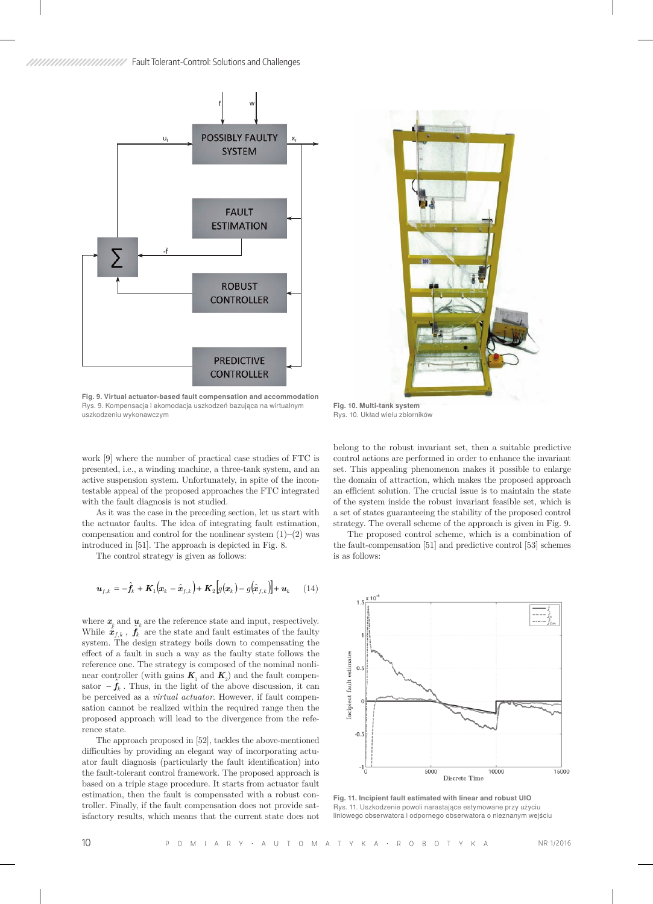Fig. 9. Virtual actuator-based fault compensation and accommodation
Rys. 9. Kompensacja i akomodacja uszkodzeń bazująca na wirtualnym uszkodzeniu wykonawczym

Fig. 10. Multi-tank system
Rys. 10. Układ wielu zbiorników

work [9] where the number of practical case studies of FTC is presented, i.e., a winding machine, a three-tank system, and an active suspension system. Unfortunately, in spite of the incontestable appeal of the proposed approaches the FTC integrated with the fault diagnosis is not studied.

As it was the case in the preceding section, let us start with the actuator faults. The idea of integrating fault estimation, compensation and control for the nonlinear system (1)–(2) was introduced in [51]. The approach is depicted in Fig. 8.

The control strategy is given as follows:

$$\boldsymbol{u}_{f,k} = -\hat{\boldsymbol{f}}_k + \boldsymbol{K}_1\left(\boldsymbol{x}_k - \hat{\boldsymbol{x}}_{f,k}\right) + \boldsymbol{K}_2\left[g\left(\boldsymbol{x}_k\right) - g\left(\hat{\boldsymbol{x}}_{f,k}\right)\right] + \boldsymbol{u}_k \qquad (14)$$

where $\boldsymbol{x}_k$ and $\boldsymbol{u}_k$ are the reference state and input, respectively. While $\hat{\boldsymbol{x}}_{f,k}$, $\hat{\boldsymbol{f}}_k$ are the state and fault estimates of the faulty system. The design strategy boils down to compensating the effect of a fault in such a way as the faulty state follows the reference one. The strategy is composed of the nominal nonlinear controller (with gains $\boldsymbol{K}_1$ and $\boldsymbol{K}_2$) and the fault compensator $-\hat{\boldsymbol{f}}_k$. Thus, in the light of the above discussion, it can be perceived as a *virtual actuator*. However, if fault compensation cannot be realized within the required range then the proposed approach will lead to the divergence from the reference state.

The approach proposed in [52], tackles the above-mentioned difficulties by providing an elegant way of incorporating actuator fault diagnosis (particularly the fault identification) into the fault-tolerant control framework. The proposed approach is based on a triple stage procedure. It starts from actuator fault estimation, then the fault is compensated with a robust controller. Finally, if the fault compensation does not provide satisfactory results, which means that the current state does not belong to the robust invariant set, then a suitable predictive control actions are performed in order to enhance the invariant set. This appealing phenomenon makes it possible to enlarge the domain of attraction, which makes the proposed approach an efficient solution. The crucial issue is to maintain the state of the system inside the robust invariant feasible set, which is a set of states guaranteeing the stability of the proposed control strategy. The overall scheme of the approach is given in Fig. 9.

The proposed control scheme, which is a combination of the fault-compensation [51] and predictive control [53] schemes is as follows:

Fig. 11. Incipient fault estimated with linear and robust UIO
Rys. 11. Uszkodzenie powoli narastające estymowane przy użyciu liniowego obserwatora i odpornego obserwatora o nieznanym wejściu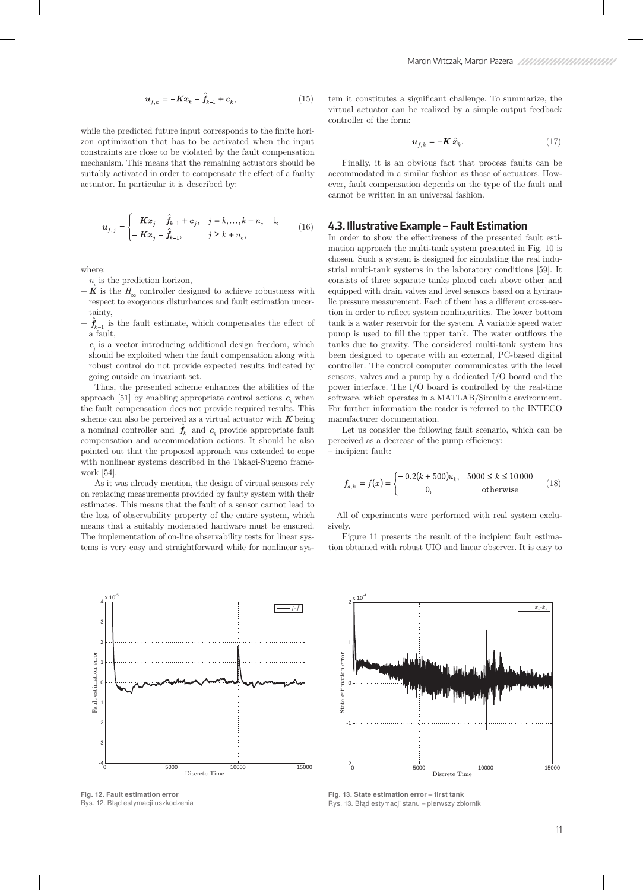$$\boldsymbol{u}_{f,k} = -\boldsymbol{K}\boldsymbol{x}_k - \hat{\boldsymbol{f}}_{k-1} + \boldsymbol{c}_k, \tag{15}$$

while the predicted future input corresponds to the finite horizon optimization that has to be activated when the input constraints are close to be violated by the fault compensation mechanism. This means that the remaining actuators should be suitably activated in order to compensate the effect of a faulty actuator. In particular it is described by:

$$\boldsymbol{u}_{f,j} = \begin{cases} -\boldsymbol{K}\boldsymbol{x}_j - \hat{\boldsymbol{f}}_{k-1} + \boldsymbol{c}_j, & j = k,\ldots,k+n_c-1, \\ -\boldsymbol{K}\boldsymbol{x}_j - \hat{\boldsymbol{f}}_{k-1}, & j \geq k+n_c, \end{cases} \tag{16}$$

where:

- $n_c$ is the prediction horizon,
- $\boldsymbol{K}$ is the $H_\infty$ controller designed to achieve robustness with respect to exogenous disturbances and fault estimation uncertainty,
- $\hat{\boldsymbol{f}}_{k-1}$ is the fault estimate, which compensates the effect of a fault,
- $\boldsymbol{c}_j$ is a vector introducing additional design freedom, which should be exploited when the fault compensation along with robust control do not provide expected results indicated by going outside an invariant set.

Thus, the presented scheme enhances the abilities of the approach [51] by enabling appropriate control actions $\boldsymbol{c}_k$ when the fault compensation does not provide required results. This scheme can also be perceived as a virtual actuator with $\boldsymbol{K}$ being a nominal controller and $\hat{\boldsymbol{f}}_k$ and $\boldsymbol{c}_k$ provide appropriate fault compensation and accommodation actions. It should be also pointed out that the proposed approach was extended to cope with nonlinear systems described in the Takagi-Sugeno framework [54].

As it was already mention, the design of virtual sensors rely on replacing measurements provided by faulty system with their estimates. This means that the fault of a sensor cannot lead to the loss of observability property of the entire system, which means that a suitably moderated hardware must be ensured. The implementation of on-line observability tests for linear systems is very easy and straightforward while for nonlinear system it constitutes a significant challenge. To summarize, the virtual actuator can be realized by a simple output feedback controller of the form:

$$\boldsymbol{u}_{f,k} = -\boldsymbol{K}\,\hat{\boldsymbol{x}}_k. \tag{17}$$

Finally, it is an obvious fact that process faults can be accommodated in a similar fashion as those of actuators. However, fault compensation depends on the type of the fault and cannot be written in an universal fashion.

## 4.3. Illustrative Example – Fault Estimation

In order to show the effectiveness of the presented fault estimation approach the multi-tank system presented in Fig. 10 is chosen. Such a system is designed for simulating the real industrial multi-tank systems in the laboratory conditions [59]. It consists of three separate tanks placed each above other and equipped with drain valves and level sensors based on a hydraulic pressure measurement. Each of them has a different cross-section in order to reflect system nonlinearities. The lower bottom tank is a water reservoir for the system. A variable speed water pump is used to fill the upper tank. The water outflows the tanks due to gravity. The considered multi-tank system has been designed to operate with an external, PC-based digital controller. The control computer communicates with the level sensors, valves and a pump by a dedicated I/O board and the power interface. The I/O board is controlled by the real-time software, which operates in a MATLAB/Simulink environment. For further information the reader is referred to the INTECO manufacturer documentation.

Let us consider the following fault scenario, which can be perceived as a decrease of the pump efficiency:

– incipient fault:

$$\boldsymbol{f}_{a,k} = f(x) = \begin{cases} -0.2(k+500)u_k, & 5000 \leq k \leq 10\,000 \\ 0, & \text{otherwise} \end{cases} \tag{18}$$

All of experiments were performed with real system exclusively.

Figure 11 presents the result of the incipient fault estimation obtained with robust UIO and linear observer. It is easy to

**Fig. 12. Fault estimation error**
Rys. 12. Błąd estymacji uszkodzenia

**Fig. 13. State estimation error – first tank**
Rys. 13. Błąd estymacji stanu – pierwszy zbiornik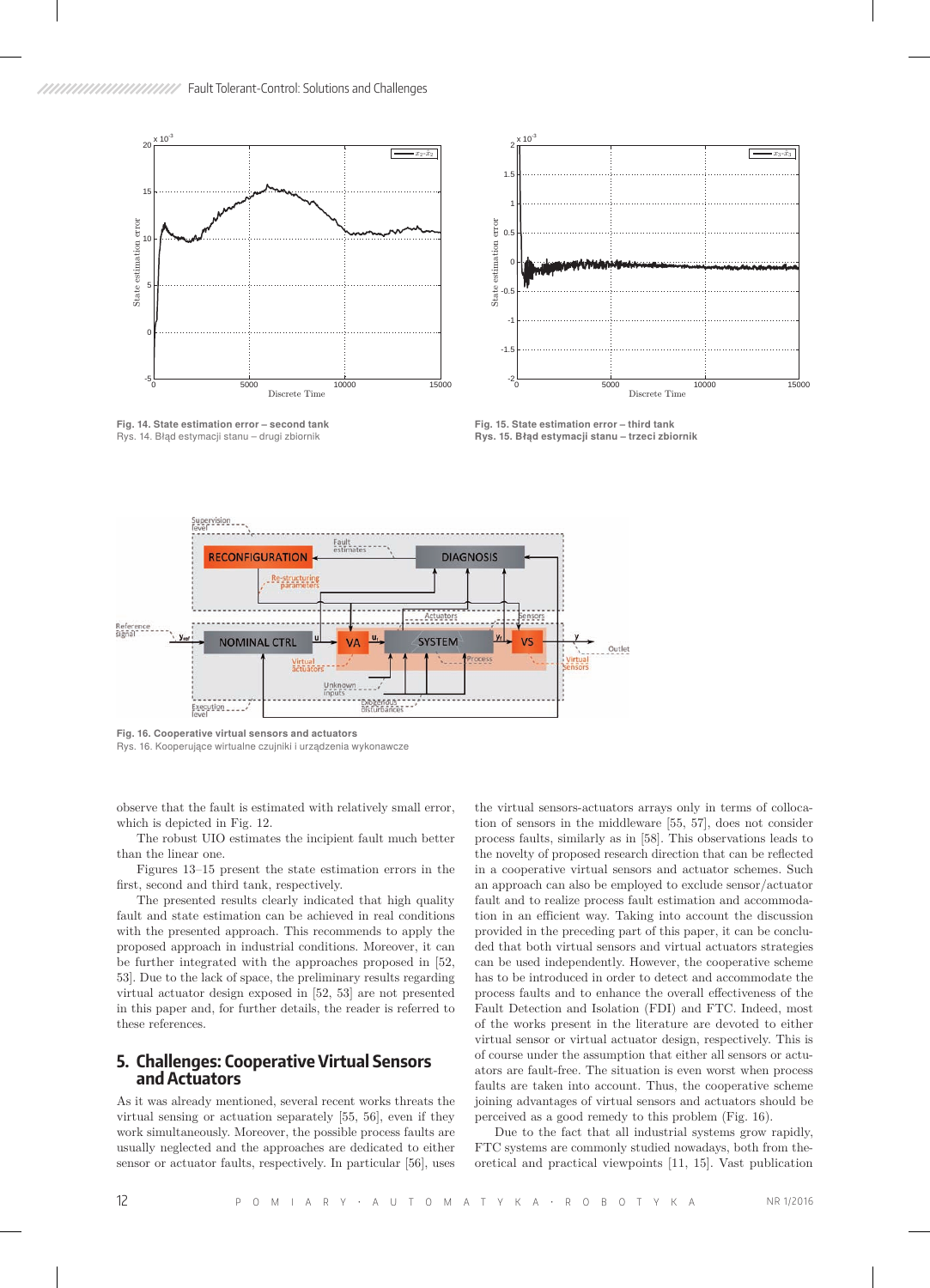Fig. 14. State estimation error – second tank
Rys. 14. Błąd estymacji stanu – drugi zbiornik

Fig. 15. State estimation error – third tank
Rys. 15. Błąd estymacji stanu – trzeci zbiornik

Fig. 16. Cooperative virtual sensors and actuators
Rys. 16. Kooperujące wirtualne czujniki i urządzenia wykonawcze

observe that the fault is estimated with relatively small error, which is depicted in Fig. 12.

The robust UIO estimates the incipient fault much better than the linear one.

Figures 13–15 present the state estimation errors in the first, second and third tank, respectively.

The presented results clearly indicated that high quality fault and state estimation can be achieved in real conditions with the presented approach. This recommends to apply the proposed approach in industrial conditions. Moreover, it can be further integrated with the approaches proposed in [52, 53]. Due to the lack of space, the preliminary results regarding virtual actuator design exposed in [52, 53] are not presented in this paper and, for further details, the reader is referred to these references.

## 5. Challenges: Cooperative Virtual Sensors and Actuators

As it was already mentioned, several recent works threats the virtual sensing or actuation separately [55, 56], even if they work simultaneously. Moreover, the possible process faults are usually neglected and the approaches are dedicated to either sensor or actuator faults, respectively. In particular [56], uses the virtual sensors-actuators arrays only in terms of collocation of sensors in the middleware [55, 57], does not consider process faults, similarly as in [58]. This observations leads to the novelty of proposed research direction that can be reflected in a cooperative virtual sensors and actuator schemes. Such an approach can also be employed to exclude sensor/actuator fault and to realize process fault estimation and accommodation in an efficient way. Taking into account the discussion provided in the preceding part of this paper, it can be concluded that both virtual sensors and virtual actuators strategies can be used independently. However, the cooperative scheme has to be introduced in order to detect and accommodate the process faults and to enhance the overall effectiveness of the Fault Detection and Isolation (FDI) and FTC. Indeed, most of the works present in the literature are devoted to either virtual sensor or virtual actuator design, respectively. This is of course under the assumption that either all sensors or actuators are fault-free. The situation is even worst when process faults are taken into account. Thus, the cooperative scheme joining advantages of virtual sensors and actuators should be perceived as a good remedy to this problem (Fig. 16).

Due to the fact that all industrial systems grow rapidly, FTC systems are commonly studied nowadays, both from theoretical and practical viewpoints [11, 15]. Vast publication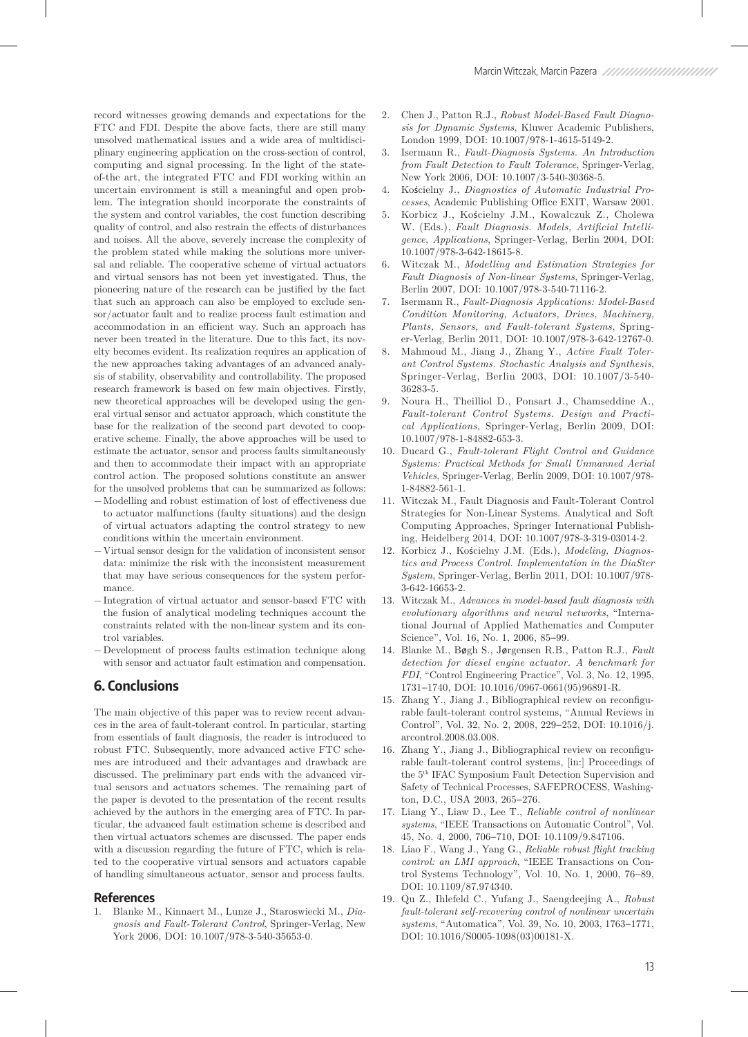record witnesses growing demands and expectations for the FTC and FDI. Despite the above facts, there are still many unsolved mathematical issues and a wide area of multidisciplinary engineering application on the cross-section of control, computing and signal processing. In the light of the state-of-the art, the integrated FTC and FDI working within an uncertain environment is still a meaningful and open problem. The integration should incorporate the constraints of the system and control variables, the cost function describing quality of control, and also restrain the effects of disturbances and noises. All the above, severely increase the complexity of the problem stated while making the solutions more universal and reliable. The cooperative scheme of virtual actuators and virtual sensors has not been yet investigated. Thus, the pioneering nature of the research can be justified by the fact that such an approach can also be employed to exclude sensor/actuator fault and to realize process fault estimation and accommodation in an efficient way. Such an approach has never been treated in the literature. Due to this fact, its novelty becomes evident. Its realization requires an application of the new approaches taking advantages of an advanced analysis of stability, observability and controllability. The proposed research framework is based on few main objectives. Firstly, new theoretical approaches will be developed using the general virtual sensor and actuator approach, which constitute the base for the realization of the second part devoted to cooperative scheme. Finally, the above approaches will be used to estimate the actuator, sensor and process faults simultaneously and then to accommodate their impact with an appropriate control action. The proposed solutions constitute an answer for the unsolved problems that can be summarized as follows:

- Modelling and robust estimation of lost of effectiveness due to actuator malfunctions (faulty situations) and the design of virtual actuators adapting the control strategy to new conditions within the uncertain environment.
- Virtual sensor design for the validation of inconsistent sensor data: minimize the risk with the inconsistent measurement that may have serious consequences for the system performance.
- Integration of virtual actuator and sensor-based FTC with the fusion of analytical modeling techniques account the constraints related with the non-linear system and its control variables.
- Development of process faults estimation technique along with sensor and actuator fault estimation and compensation.

## 6. Conclusions

The main objective of this paper was to review recent advances in the area of fault-tolerant control. In particular, starting from essentials of fault diagnosis, the reader is introduced to robust FTC. Subsequently, more advanced active FTC schemes are introduced and their advantages and drawback are discussed. The preliminary part ends with the advanced virtual sensors and actuators schemes. The remaining part of the paper is devoted to the presentation of the recent results achieved by the authors in the emerging area of FTC. In particular, the advanced fault estimation scheme is described and then virtual actuators schemes are discussed. The paper ends with a discussion regarding the future of FTC, which is related to the cooperative virtual sensors and actuators capable of handling simultaneous actuator, sensor and process faults.

## References

1. Blanke M., Kinnaert M., Lunze J., Staroswiecki M., *Diagnosis and Fault-Tolerant Control*, Springer-Verlag, New York 2006, DOI: 10.1007/978-3-540-35653-0.
2. Chen J., Patton R.J., *Robust Model-Based Fault Diagnosis for Dynamic Systems*, Kluwer Academic Publishers, London 1999, DOI: 10.1007/978-1-4615-5149-2.
3. Isermann R., *Fault-Diagnosis Systems. An Introduction from Fault Detection to Fault Tolerance*, Springer-Verlag, New York 2006, DOI: 10.1007/3-540-30368-5.
4. Kościelny J., *Diagnostics of Automatic Industrial Processes*, Academic Publishing Office EXIT, Warsaw 2001.
5. Korbicz J., Kościelny J.M., Kowalczuk Z., Cholewa W. (Eds.), *Fault Diagnosis. Models, Artificial Intelligence, Applications*, Springer-Verlag, Berlin 2004, DOI: 10.1007/978-3-642-18615-8.
6. Witczak M., *Modelling and Estimation Strategies for Fault Diagnosis of Non-linear Systems*, Springer-Verlag, Berlin 2007, DOI: 10.1007/978-3-540-71116-2.
7. Isermann R., *Fault-Diagnosis Applications: Model-Based Condition Monitoring, Actuators, Drives, Machinery, Plants, Sensors, and Fault-tolerant Systems*, Springer-Verlag, Berlin 2011, DOI: 10.1007/978-3-642-12767-0.
8. Mahmoud M., Jiang J., Zhang Y., *Active Fault Tolerant Control Systems. Stochastic Analysis and Synthesis*, Springer-Verlag, Berlin 2003, DOI: 10.1007/3-540-36283-5.
9. Noura H., Theilliol D., Ponsart J., Chamseddine A., *Fault-tolerant Control Systems. Design and Practical Applications*, Springer-Verlag, Berlin 2009, DOI: 10.1007/978-1-84882-653-3.
10. Ducard G., *Fault-tolerant Flight Control and Guidance Systems: Practical Methods for Small Unmanned Aerial Vehicles*, Springer-Verlag, Berlin 2009, DOI: 10.1007/978-1-84882-561-1.
11. Witczak M., Fault Diagnosis and Fault-Tolerant Control Strategies for Non-Linear Systems. Analytical and Soft Computing Approaches, Springer International Publishing, Heidelberg 2014, DOI: 10.1007/978-3-319-03014-2.
12. Korbicz J., Kościelny J.M. (Eds.), *Modeling, Diagnostics and Process Control. Implementation in the DiaSter System*, Springer-Verlag, Berlin 2011, DOI: 10.1007/978-3-642-16653-2.
13. Witczak M., *Advances in model-based fault diagnosis with evolutionary algorithms and neural networks*, "International Journal of Applied Mathematics and Computer Science", Vol. 16, No. 1, 2006, 85–99.
14. Blanke M., Bøgh S., Jørgensen R.B., Patton R.J., *Fault detection for diesel engine actuator. A benchmark for FDI*, "Control Engineering Practice", Vol. 3, No. 12, 1995, 1731–1740, DOI: 10.1016/0967-0661(95)96891-R.
15. Zhang Y., Jiang J., Bibliographical review on reconfigurable fault-tolerant control systems, "Annual Reviews in Control", Vol. 32, No. 2, 2008, 229–252, DOI: 10.1016/j.arcontrol.2008.03.008.
16. Zhang Y., Jiang J., Bibliographical review on reconfigurable fault-tolerant control systems, [in:] Proceedings of the 5th IFAC Symposium Fault Detection Supervision and Safety of Technical Processes, SAFEPROCESS, Washington, D.C., USA 2003, 265–276.
17. Liang Y., Liaw D., Lee T., *Reliable control of nonlinear systems*, "IEEE Transactions on Automatic Control", Vol. 45, No. 4, 2000, 706–710, DOI: 10.1109/9.847106.
18. Liao F., Wang J., Yang G., *Reliable robust flight tracking control: an LMI approach*, "IEEE Transactions on Control Systems Technology", Vol. 10, No. 1, 2000, 76–89, DOI: 10.1109/87.974340.
19. Qu Z., Ihlefeld C., Yufang J., Saengdeejing A., *Robust fault-tolerant self-recovering control of nonlinear uncertain systems*, "Automatica", Vol. 39, No. 10, 2003, 1763–1771, DOI: 10.1016/S0005-1098(03)00181-X.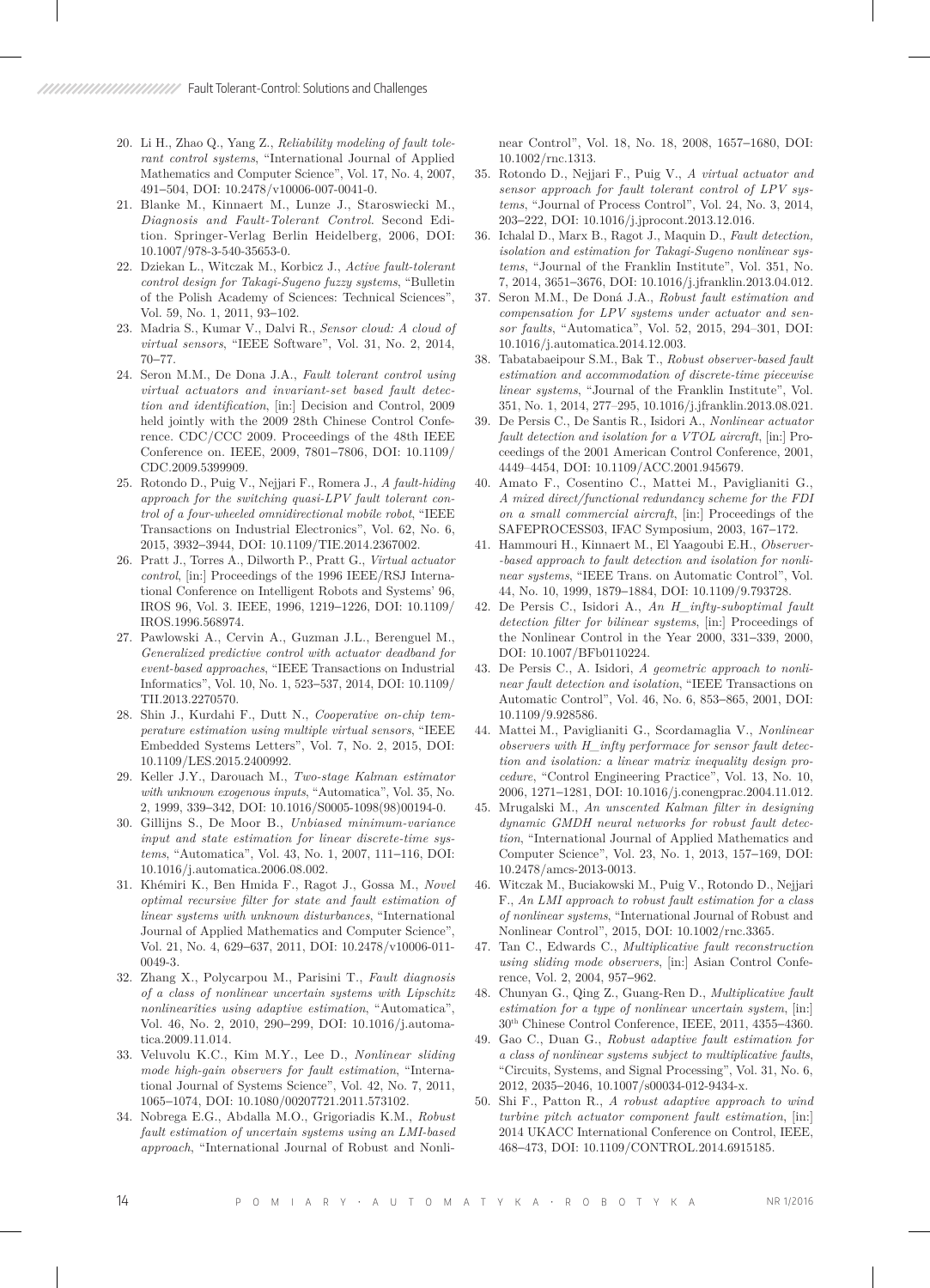20. Li H., Zhao Q., Yang Z., *Reliability modeling of fault tolerant control systems*, "International Journal of Applied Mathematics and Computer Science", Vol. 17, No. 4, 2007, 491–504, DOI: 10.2478/v10006-007-0041-0.
21. Blanke M., Kinnaert M., Lunze J., Staroswiecki M., *Diagnosis and Fault-Tolerant Control*. Second Edition. Springer-Verlag Berlin Heidelberg, 2006, DOI: 10.1007/978-3-540-35653-0.
22. Dziekan L., Witczak M., Korbicz J., *Active fault-tolerant control design for Takagi-Sugeno fuzzy systems*, "Bulletin of the Polish Academy of Sciences: Technical Sciences", Vol. 59, No. 1, 2011, 93–102.
23. Madria S., Kumar V., Dalvi R., *Sensor cloud: A cloud of virtual sensors*, "IEEE Software", Vol. 31, No. 2, 2014, 70–77.
24. Seron M.M., De Dona J.A., *Fault tolerant control using virtual actuators and invariant-set based fault detection and identification*, [in:] Decision and Control, 2009 held jointly with the 2009 28th Chinese Control Conference. CDC/CCC 2009. Proceedings of the 48th IEEE Conference on. IEEE, 2009, 7801–7806, DOI: 10.1109/CDC.2009.5399909.
25. Rotondo D., Puig V., Nejjari F., Romera J., *A fault-hiding approach for the switching quasi-LPV fault tolerant control of a four-wheeled omnidirectional mobile robot*, "IEEE Transactions on Industrial Electronics", Vol. 62, No. 6, 2015, 3932–3944, DOI: 10.1109/TIE.2014.2367002.
26. Pratt J., Torres A., Dilworth P., Pratt G., *Virtual actuator control*, [in:] Proceedings of the 1996 IEEE/RSJ International Conference on Intelligent Robots and Systems' 96, IROS 96, Vol. 3. IEEE, 1996, 1219–1226, DOI: 10.1109/IROS.1996.568974.
27. Pawlowski A., Cervin A., Guzman J.L., Berenguel M., *Generalized predictive control with actuator deadband for event-based approaches*, "IEEE Transactions on Industrial Informatics", Vol. 10, No. 1, 523–537, 2014, DOI: 10.1109/TII.2013.2270570.
28. Shin J., Kurdahi F., Dutt N., *Cooperative on-chip temperature estimation using multiple virtual sensors*, "IEEE Embedded Systems Letters", Vol. 7, No. 2, 2015, DOI: 10.1109/LES.2015.2400992.
29. Keller J.Y., Darouach M., *Two-stage Kalman estimator with unknown exogenous inputs*, "Automatica", Vol. 35, No. 2, 1999, 339–342, DOI: 10.1016/S0005-1098(98)00194-0.
30. Gillijns S., De Moor B., *Unbiased minimum-variance input and state estimation for linear discrete-time systems*, "Automatica", Vol. 43, No. 1, 2007, 111–116, DOI: 10.1016/j.automatica.2006.08.002.
31. Khémiri K., Ben Hmida F., Ragot J., Gossa M., *Novel optimal recursive filter for state and fault estimation of linear systems with unknown disturbances*, "International Journal of Applied Mathematics and Computer Science", Vol. 21, No. 4, 629–637, 2011, DOI: 10.2478/v10006-011-0049-3.
32. Zhang X., Polycarpou M., Parisini T., *Fault diagnosis of a class of nonlinear uncertain systems with Lipschitz nonlinearities using adaptive estimation*, "Automatica", Vol. 46, No. 2, 2010, 290–299, DOI: 10.1016/j.automatica.2009.11.014.
33. Veluvolu K.C., Kim M.Y., Lee D., *Nonlinear sliding mode high-gain observers for fault estimation*, "International Journal of Systems Science", Vol. 42, No. 7, 2011, 1065–1074, DOI: 10.1080/00207721.2011.573102.
34. Nobrega E.G., Abdalla M.O., Grigoriadis K.M., *Robust fault estimation of uncertain systems using an LMI-based approach*, "International Journal of Robust and Nonlinear Control", Vol. 18, No. 18, 2008, 1657–1680, DOI: 10.1002/rnc.1313.
35. Rotondo D., Nejjari F., Puig V., *A virtual actuator and sensor approach for fault tolerant control of LPV systems*, "Journal of Process Control", Vol. 24, No. 3, 2014, 203–222, DOI: 10.1016/j.jprocont.2013.12.016.
36. Ichalal D., Marx B., Ragot J., Maquin D., *Fault detection, isolation and estimation for Takagi-Sugeno nonlinear systems*, "Journal of the Franklin Institute", Vol. 351, No. 7, 2014, 3651–3676, DOI: 10.1016/j.jfranklin.2013.04.012.
37. Seron M.M., De Doná J.A., *Robust fault estimation and compensation for LPV systems under actuator and sensor faults*, "Automatica", Vol. 52, 2015, 294–301, DOI: 10.1016/j.automatica.2014.12.003.
38. Tabatabaeipour S.M., Bak T., *Robust observer-based fault estimation and accommodation of discrete-time piecewise linear systems*, "Journal of the Franklin Institute", Vol. 351, No. 1, 2014, 277–295, 10.1016/j.jfranklin.2013.08.021.
39. De Persis C., De Santis R., Isidori A., *Nonlinear actuator fault detection and isolation for a VTOL aircraft*, [in:] Proceedings of the 2001 American Control Conference, 2001, 4449–4454, DOI: 10.1109/ACC.2001.945679.
40. Amato F., Cosentino C., Mattei M., Paviglianiti G., *A mixed direct/functional redundancy scheme for the FDI on a small commercial aircraft*, [in:] Proceedings of the SAFEPROCESS03, IFAC Symposium, 2003, 167–172.
41. Hammouri H., Kinnaert M., El Yaagoubi E.H., *Observer--based approach to fault detection and isolation for nonlinear systems*, "IEEE Trans. on Automatic Control", Vol. 44, No. 10, 1999, 1879–1884, DOI: 10.1109/9.793728.
42. De Persis C., Isidori A., *An H_infty-suboptimal fault detection filter for bilinear systems*, [in:] Proceedings of the Nonlinear Control in the Year 2000, 331–339, 2000, DOI: 10.1007/BFb0110224.
43. De Persis C., A. Isidori, *A geometric approach to nonlinear fault detection and isolation*, "IEEE Transactions on Automatic Control", Vol. 46, No. 6, 853–865, 2001, DOI: 10.1109/9.928586.
44. Mattei M., Paviglianiti G., Scordamaglia V., *Nonlinear observers with H_infty performace for sensor fault detection and isolation: a linear matrix inequality design procedure*, "Control Engineering Practice", Vol. 13, No. 10, 2006, 1271–1281, DOI: 10.1016/j.conengprac.2004.11.012.
45. Mrugalski M., *An unscented Kalman filter in designing dynamic GMDH neural networks for robust fault detection*, "International Journal of Applied Mathematics and Computer Science", Vol. 23, No. 1, 2013, 157–169, DOI: 10.2478/amcs-2013-0013.
46. Witczak M., Buciakowski M., Puig V., Rotondo D., Nejjari F., *An LMI approach to robust fault estimation for a class of nonlinear systems*, "International Journal of Robust and Nonlinear Control", 2015, DOI: 10.1002/rnc.3365.
47. Tan C., Edwards C., *Multiplicative fault reconstruction using sliding mode observers*, [in:] Asian Control Conference, Vol. 2, 2004, 957–962.
48. Chunyan G., Qing Z., Guang-Ren D., *Multiplicative fault estimation for a type of nonlinear uncertain system*, [in:] 30th Chinese Control Conference, IEEE, 2011, 4355–4360.
49. Gao C., Duan G., *Robust adaptive fault estimation for a class of nonlinear systems subject to multiplicative faults*, "Circuits, Systems, and Signal Processing", Vol. 31, No. 6, 2012, 2035–2046, 10.1007/s00034-012-9434-x.
50. Shi F., Patton R., *A robust adaptive approach to wind turbine pitch actuator component fault estimation*, [in:] 2014 UKACC International Conference on Control, IEEE, 468–473, DOI: 10.1109/CONTROL.2014.6915185.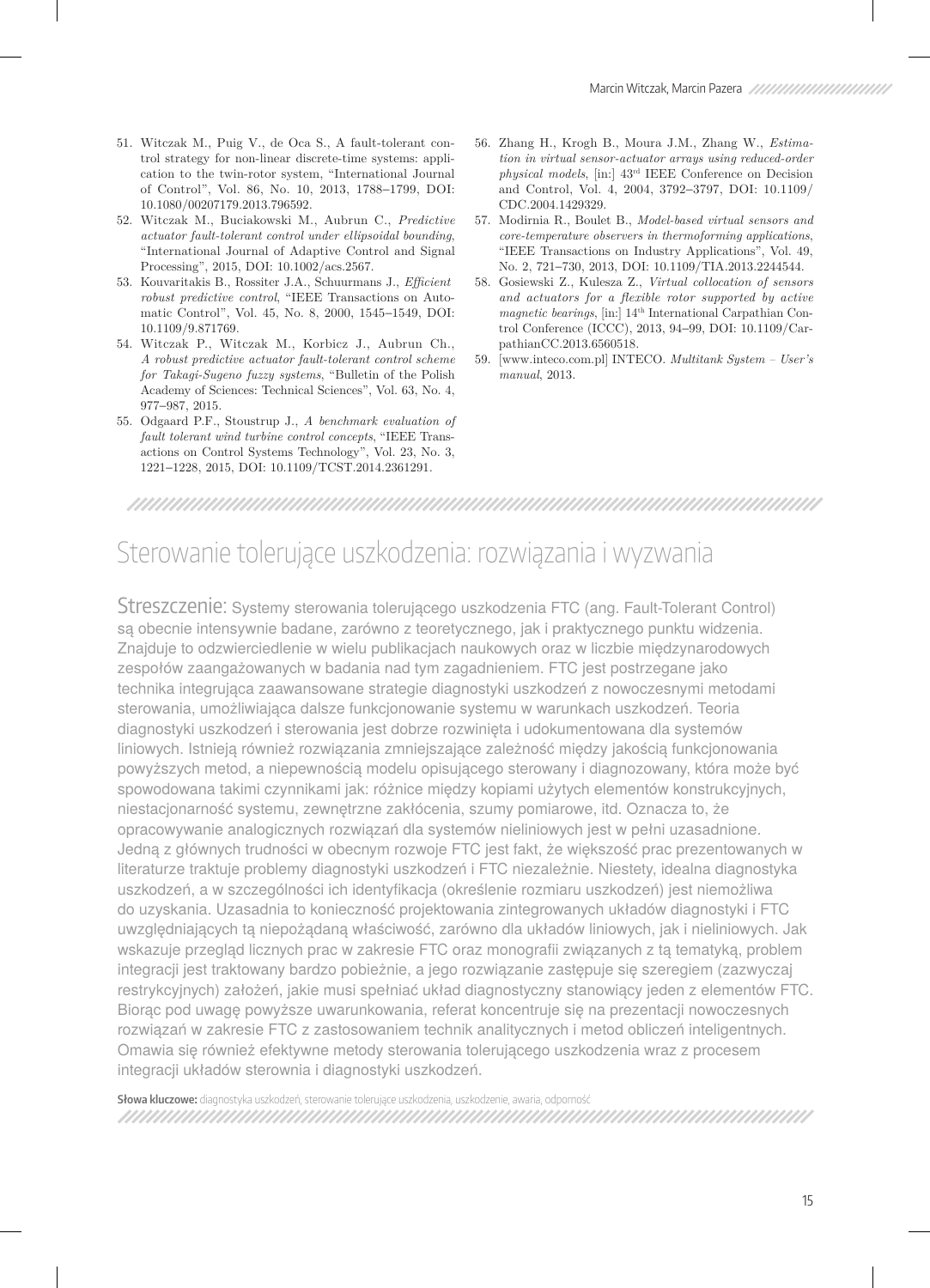51. Witczak M., Puig V., de Oca S., A fault-tolerant control strategy for non-linear discrete-time systems: application to the twin-rotor system, "International Journal of Control", Vol. 86, No. 10, 2013, 1788–1799, DOI: 10.1080/00207179.2013.796592.
52. Witczak M., Buciakowski M., Aubrun C., *Predictive actuator fault-tolerant control under ellipsoidal bounding*, "International Journal of Adaptive Control and Signal Processing", 2015, DOI: 10.1002/acs.2567.
53. Kouvaritakis B., Rossiter J.A., Schuurmans J., *Efficient robust predictive control*, "IEEE Transactions on Automatic Control", Vol. 45, No. 8, 2000, 1545–1549, DOI: 10.1109/9.871769.
54. Witczak P., Witczak M., Korbicz J., Aubrun Ch., *A robust predictive actuator fault-tolerant control scheme for Takagi-Sugeno fuzzy systems*, "Bulletin of the Polish Academy of Sciences: Technical Sciences", Vol. 63, No. 4, 977–987, 2015.
55. Odgaard P.F., Stoustrup J., *A benchmark evaluation of fault tolerant wind turbine control concepts*, "IEEE Transactions on Control Systems Technology", Vol. 23, No. 3, 1221–1228, 2015, DOI: 10.1109/TCST.2014.2361291.
56. Zhang H., Krogh B., Moura J.M., Zhang W., *Estimation in virtual sensor-actuator arrays using reduced-order physical models*, [in:] 43rd IEEE Conference on Decision and Control, Vol. 4, 2004, 3792–3797, DOI: 10.1109/CDC.2004.1429329.
57. Modirnia R., Boulet B., *Model-based virtual sensors and core-temperature observers in thermoforming applications*, "IEEE Transactions on Industry Applications", Vol. 49, No. 2, 721–730, 2013, DOI: 10.1109/TIA.2013.2244544.
58. Gosiewski Z., Kulesza Z., *Virtual collocation of sensors and actuators for a flexible rotor supported by active magnetic bearings*, [in:] 14th International Carpathian Control Conference (ICCC), 2013, 94–99, DOI: 10.1109/CarpathianCC.2013.6560518.
59. [www.inteco.com.pl] INTECO. *Multitank System – User's manual*, 2013.

# Sterowanie tolerujące uszkodzenia: rozwiązania i wyzwania

**Streszczenie:** Systemy sterowania tolerującego uszkodzenia FTC (ang. Fault-Tolerant Control) są obecnie intensywnie badane, zarówno z teoretycznego, jak i praktycznego punktu widzenia. Znajduje to odzwierciedlenie w wielu publikacjach naukowych oraz w liczbie międzynarodowych zespołów zaangażowanych w badania nad tym zagadnieniem. FTC jest postrzegane jako technika integrująca zaawansowane strategie diagnostyki uszkodzeń z nowoczesnymi metodami sterowania, umożliwiająca dalsze funkcjonowanie systemu w warunkach uszkodzeń. Teoria diagnostyki uszkodzeń i sterowania jest dobrze rozwinięta i udokumentowana dla systemów liniowych. Istnieją również rozwiązania zmniejszające zależność między jakością funkcjonowania powyższych metod, a niepewnością modelu opisującego sterowany i diagnozowany, która może być spowodowana takimi czynnikami jak: różnice między kopiami użytych elementów konstrukcyjnych, niestacjonarność systemu, zewnętrzne zakłócenia, szumy pomiarowe, itd. Oznacza to, że opracowywanie analogicznych rozwiązań dla systemów nieliniowych jest w pełni uzasadnione. Jedną z głównych trudności w obecnym rozwoju FTC jest fakt, że większość prac prezentowanych w literaturze traktuje problemy diagnostyki uszkodzeń i FTC niezależnie. Niestety, idealna diagnostyka uszkodzeń, a w szczególności ich identyfikacja (określenie rozmiaru uszkodzeń) jest niemożliwa do uzyskania. Uzasadnia to konieczność projektowania zintegrowanych układów diagnostyki i FTC uwzględniających tą niepożądaną właściwość, zarówno dla układów liniowych, jak i nieliniowych. Jak wskazuje przegląd licznych prac w zakresie FTC oraz monografii związanych z tą tematyką, problem integracji jest traktowany bardzo pobieżnie, a jego rozwiązanie zastępuje się szeregiem (zazwyczaj restrykcyjnych) założeń, jakie musi spełniać układ diagnostyczny stanowiący jeden z elementów FTC. Biorąc pod uwagę powyższe uwarunkowania, referat koncentruje się na prezentacji nowoczesnych rozwiązań w zakresie FTC z zastosowaniem technik analitycznych i metod obliczeń inteligentnych. Omawia się również efektywne metody sterowania tolerującego uszkodzenia wraz z procesem integracji układów sterownia i diagnostyki uszkodzeń.

**Słowa kluczowe:** diagnostyka uszkodzeń, sterowanie tolerujące uszkodzenia, uszkodzenie, awaria, odporność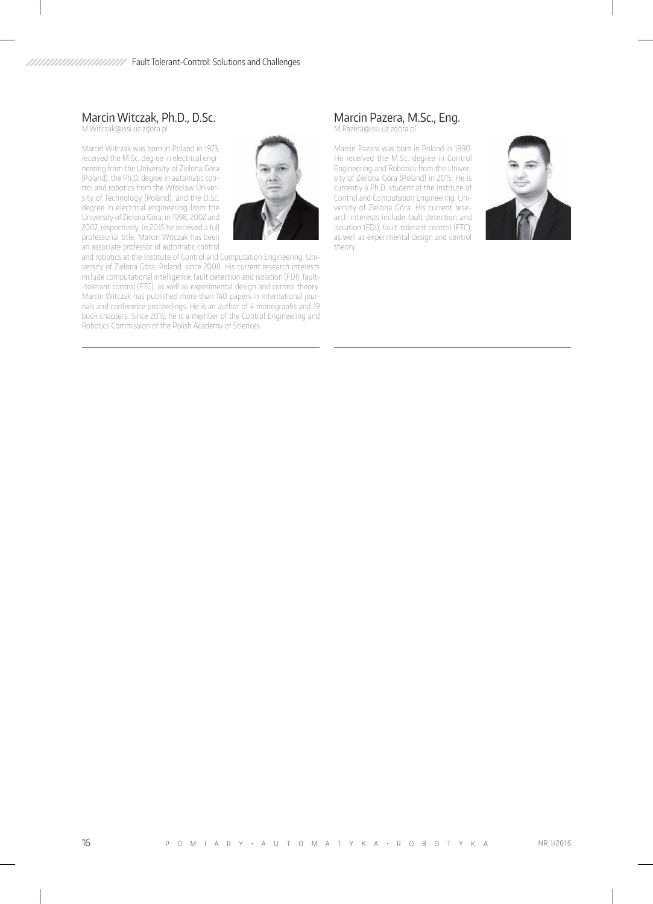## Marcin Witczak, Ph.D., D.Sc.

M.Witczak@issi.uz.zgora.pl

Marcin Witczak was born in Poland in 1973, received the M.Sc. degree in electrical engineering from the University of Zielona Góra (Poland), the Ph.D. degree in automatic control and robotics from the Wrocław University of Technology (Poland), and the D.Sc. degree in electrical engineering from the University of Zielona Góra, in 1998, 2002 and 2007, respectively. In 2015 he received a full professorial title. Marcin Witczak has been an associate professor of automatic control and robotics at the Institute of Control and Computation Engineering, University of Zielona Góra, Poland, since 2008. His current research interests include computational intelligence, fault detection and isolation (FDI), fault-tolerant control (FTC), as well as experimental design and control theory. Marcin Witczak has published more than 140 papers in international journals and conference proceedings. He is an author of 4 monographs and 19 book chapters. Since 2015, he is a member of the Control Engineering and Robotics Commission of the Polish Academy of Sciences.

## Marcin Pazera, M.Sc., Eng.

M.Pazera@issi.uz.zgora.pl

Marcin Pazera was born in Poland in 1990. He received the M.Sc. degree in Control Engineering and Robotics from the University of Zielona Góra (Poland) in 2015. He is currently a Ph.D. student at the Institute of Control and Computation Engineering, University of Zielona Góra. His current research interests include fault detection and isolation (FDI), fault-tolerant control (FTC), as well as experimental design and control theory.